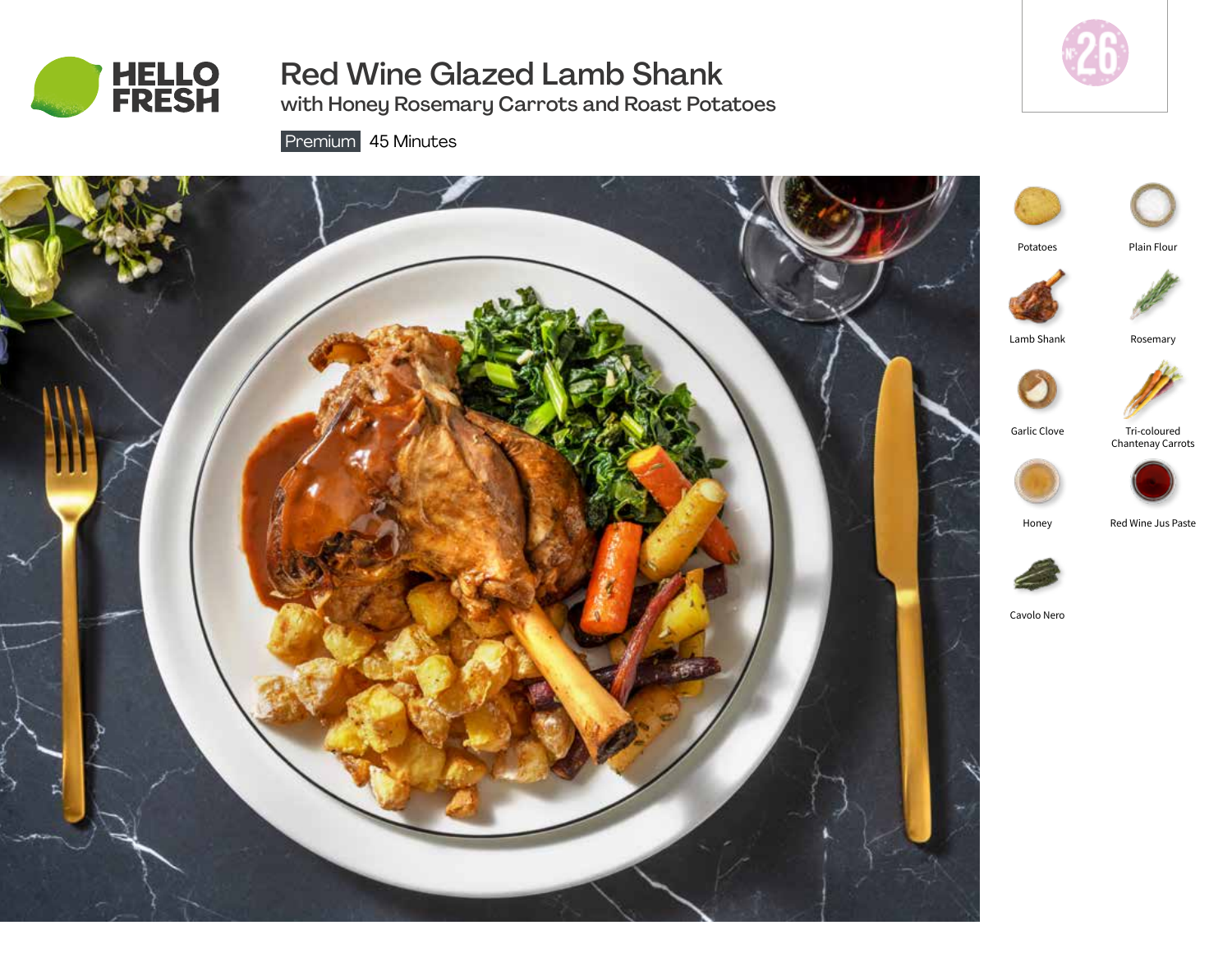HELLO FRESH

# Red Wine Glazed Lamb Shank

## with Honey Rosemary Carrots and Roast Potatoes

Premium 45 Minutes

Nº 26

- Potatoes
- Plain Flour
- Lamb Shank
- Rosemary
- Garlic Clove
- Tri-coloured Chantenay Carrots
- Honey
- Red Wine Jus Paste
- Cavolo Nero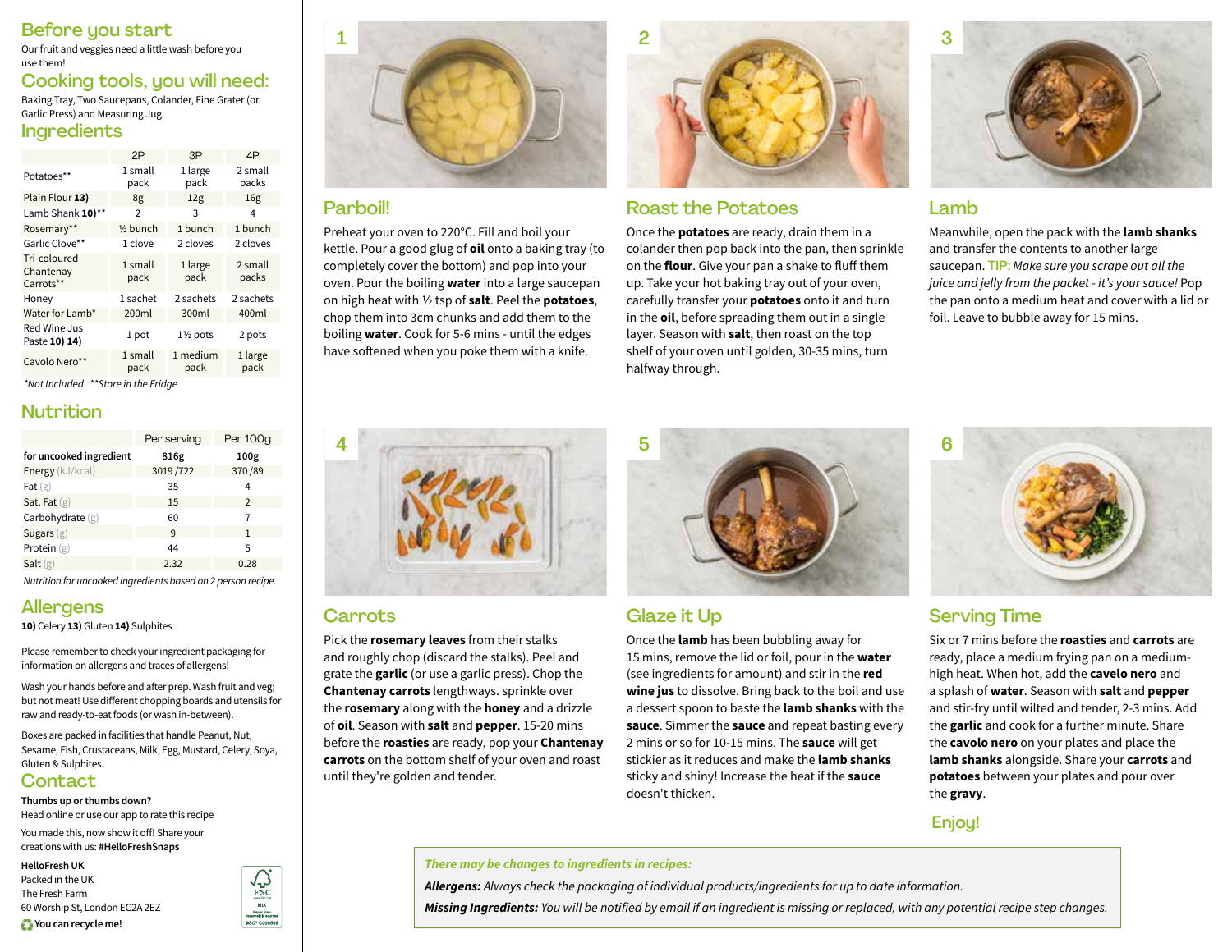## Before you start

Our fruit and veggies need a little wash before you use them!

## Cooking tools, you will need:

Baking Tray, Two Saucepans, Colander, Fine Grater (or Garlic Press) and Measuring Jug.

## Ingredients

| | 2P | 3P | 4P |
|---|---|---|---|
| Potatoes** | 1 small pack | 1 large pack | 2 small packs |
| Plain Flour **13)** | 8g | 12g | 16g |
| Lamb Shank **10)**** | 2 | 3 | 4 |
| Rosemary** | ½ bunch | 1 bunch | 1 bunch |
| Garlic Clove** | 1 clove | 2 cloves | 2 cloves |
| Tri-coloured Chantenay Carrots** | 1 small pack | 1 large pack | 2 small packs |
| Honey | 1 sachet | 2 sachets | 2 sachets |
| Water for Lamb* | 200ml | 300ml | 400ml |
| Red Wine Jus Paste **10) 14)** | 1 pot | 1½ pots | 2 pots |
| Cavolo Nero** | 1 small pack | 1 medium pack | 1 large pack |

*\*Not Included \*\*Store in the Fridge*

## Nutrition

| | Per serving | Per 100g |
|---|---|---|
| **for uncooked ingredient** | **816g** | **100g** |
| Energy (kJ/kcal) | 3019 /722 | 370 /89 |
| Fat (g) | 35 | 4 |
| Sat. Fat (g) | 15 | 2 |
| Carbohydrate (g) | 60 | 7 |
| Sugars (g) | 9 | 1 |
| Protein (g) | 44 | 5 |
| Salt (g) | 2.32 | 0.28 |

*Nutrition for uncooked ingredients based on 2 person recipe.*

## Allergens

**10)** Celery **13)** Gluten **14)** Sulphites

Please remember to check your ingredient packaging for information on allergens and traces of allergens!

Wash your hands before and after prep. Wash fruit and veg; but not meat! Use different chopping boards and utensils for raw and ready-to-eat foods (or wash in-between).

Boxes are packed in facilities that handle Peanut, Nut, Sesame, Fish, Crustaceans, Milk, Egg, Mustard, Celery, Soya, Gluten & Sulphites.

## Contact

**Thumbs up or thumbs down?**
Head online or use our app to rate this recipe

You made this, now show it off! Share your creations with us: **#HelloFreshSnaps**

**HelloFresh UK**
Packed in the UK
The Fresh Farm
60 Worship St, London EC2A 2EZ

**You can recycle me!**

## 1 Parboil!

Preheat your oven to 220°C. Fill and boil your kettle. Pour a good glug of **oil** onto a baking tray (to completely cover the bottom) and pop into your oven. Pour the boiling **water** into a large saucepan on high heat with ½ tsp of **salt**. Peel the **potatoes**, chop them into 3cm chunks and add them to the boiling **water**. Cook for 5-6 mins - until the edges have softened when you poke them with a knife.

## 2 Roast the Potatoes

Once the **potatoes** are ready, drain them in a colander then pop back into the pan, then sprinkle on the **flour**. Give your pan a shake to fluff them up. Take your hot baking tray out of your oven, carefully transfer your **potatoes** onto it and turn in the **oil**, before spreading them out in a single layer. Season with **salt**, then roast on the top shelf of your oven until golden, 30-35 mins, turn halfway through.

## 3 Lamb

Meanwhile, open the pack with the **lamb shanks** and transfer the contents to another large saucepan. TIP: *Make sure you scrape out all the juice and jelly from the packet - it's your sauce!* Pop the pan onto a medium heat and cover with a lid or foil. Leave to bubble away for 15 mins.

## 4 Carrots

Pick the **rosemary leaves** from their stalks and roughly chop (discard the stalks). Peel and grate the **garlic** (or use a garlic press). Chop the **Chantenay carrots** lengthways. sprinkle over the **rosemary** along with the **honey** and a drizzle of **oil**. Season with **salt** and **pepper**. 15-20 mins before the **roasties** are ready, pop your **Chantenay carrots** on the bottom shelf of your oven and roast until they're golden and tender.

## 5 Glaze it Up

Once the **lamb** has been bubbling away for 15 mins, remove the lid or foil, pour in the **water** (see ingredients for amount) and stir in the **red wine jus** to dissolve. Bring back to the boil and use a dessert spoon to baste the **lamb shanks** with the **sauce**. Simmer the **sauce** and repeat basting every 2 mins or so for 10-15 mins. The **sauce** will get stickier as it reduces and make the **lamb shanks** sticky and shiny! Increase the heat if the **sauce** doesn't thicken.

## 6 Serving Time

Six or 7 mins before the **roasties** and **carrots** are ready, place a medium frying pan on a medium-high heat. When hot, add the **cavelo nero** and a splash of **water**. Season with **salt** and **pepper** and stir-fry until wilted and tender, 2-3 mins. Add the **garlic** and cook for a further minute. Share the **cavolo nero** on your plates and place the **lamb shanks** alongside. Share your **carrots** and **potatoes** between your plates and pour over the **gravy**.

Enjoy!

***There may be changes to ingredients in recipes:***

***Allergens:*** *Always check the packaging of individual products/ingredients for up to date information.*

***Missing Ingredients:*** *You will be notified by email if an ingredient is missing or replaced, with any potential recipe step changes.*